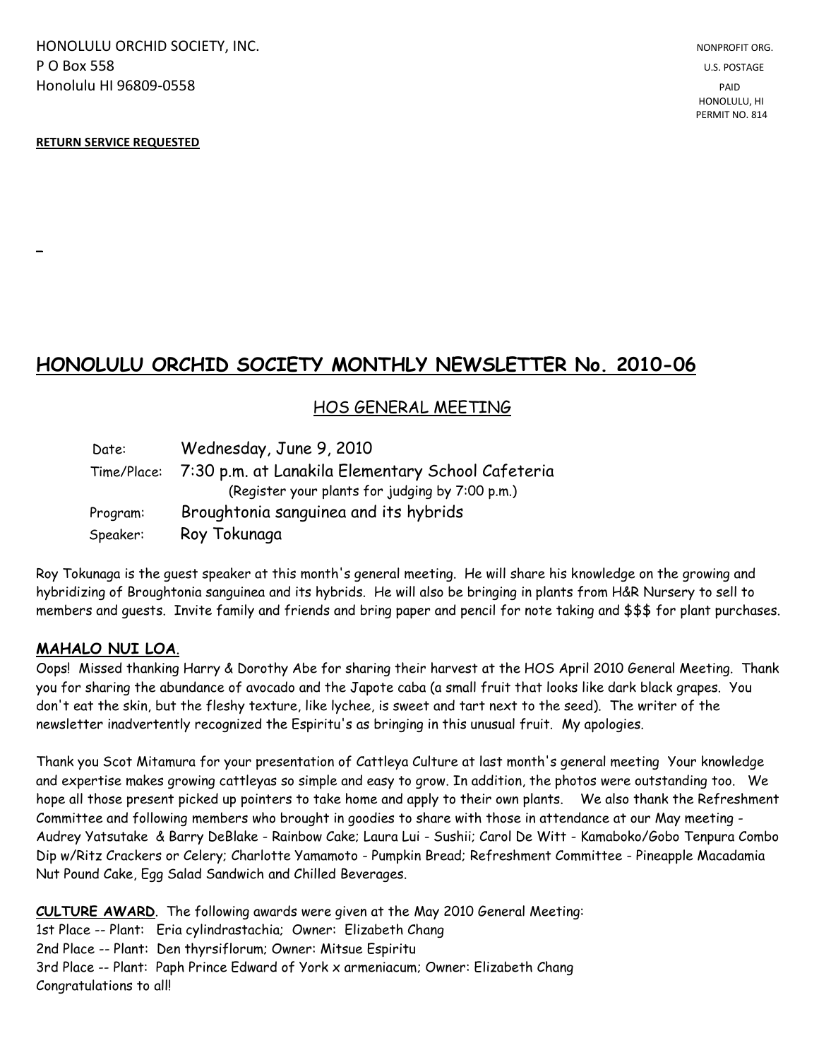HONOLULU ORCHID SOCIETY, INC.
P O Box 558
Honolulu HI 96809-0558

NONPROFIT ORG.
U.S. POSTAGE
PAID
HONOLULU, HI
PERMIT NO. 814

**RETURN SERVICE REQUESTED**

# HONOLULU ORCHID SOCIETY MONTHLY NEWSLETTER No. 2010-06

## HOS GENERAL MEETING

| | |
|---|---|
| Date: | Wednesday, June 9, 2010 |
| Time/Place: | 7:30 p.m. at Lanakila Elementary School Cafeteria (Register your plants for judging by 7:00 p.m.) |
| Program: | Broughtonia sanguinea and its hybrids |
| Speaker: | Roy Tokunaga |

Roy Tokunaga is the guest speaker at this month's general meeting. He will share his knowledge on the growing and hybridizing of Broughtonia sanguinea and its hybrids. He will also be bringing in plants from H&R Nursery to sell to members and guests. Invite family and friends and bring paper and pencil for note taking and $$$ for plant purchases.

**MAHALO NUI LOA**.

Oops! Missed thanking Harry & Dorothy Abe for sharing their harvest at the HOS April 2010 General Meeting. Thank you for sharing the abundance of avocado and the Japote caba (a small fruit that looks like dark black grapes. You don't eat the skin, but the fleshy texture, like lychee, is sweet and tart next to the seed). The writer of the newsletter inadvertently recognized the Espiritu's as bringing in this unusual fruit. My apologies.

Thank you Scot Mitamura for your presentation of Cattleya Culture at last month's general meeting Your knowledge and expertise makes growing cattleyas so simple and easy to grow. In addition, the photos were outstanding too. We hope all those present picked up pointers to take home and apply to their own plants. We also thank the Refreshment Committee and following members who brought in goodies to share with those in attendance at our May meeting - Audrey Yatsutake & Barry DeBlake - Rainbow Cake; Laura Lui - Sushii; Carol De Witt - Kamaboko/Gobo Tenpura Combo Dip w/Ritz Crackers or Celery; Charlotte Yamamoto - Pumpkin Bread; Refreshment Committee - Pineapple Macadamia Nut Pound Cake, Egg Salad Sandwich and Chilled Beverages.

**CULTURE AWARD**. The following awards were given at the May 2010 General Meeting:
1st Place -- Plant: Eria cylindrastachia; Owner: Elizabeth Chang
2nd Place -- Plant: Den thyrsiflorum; Owner: Mitsue Espiritu
3rd Place -- Plant: Paph Prince Edward of York x armeniacum; Owner: Elizabeth Chang
Congratulations to all!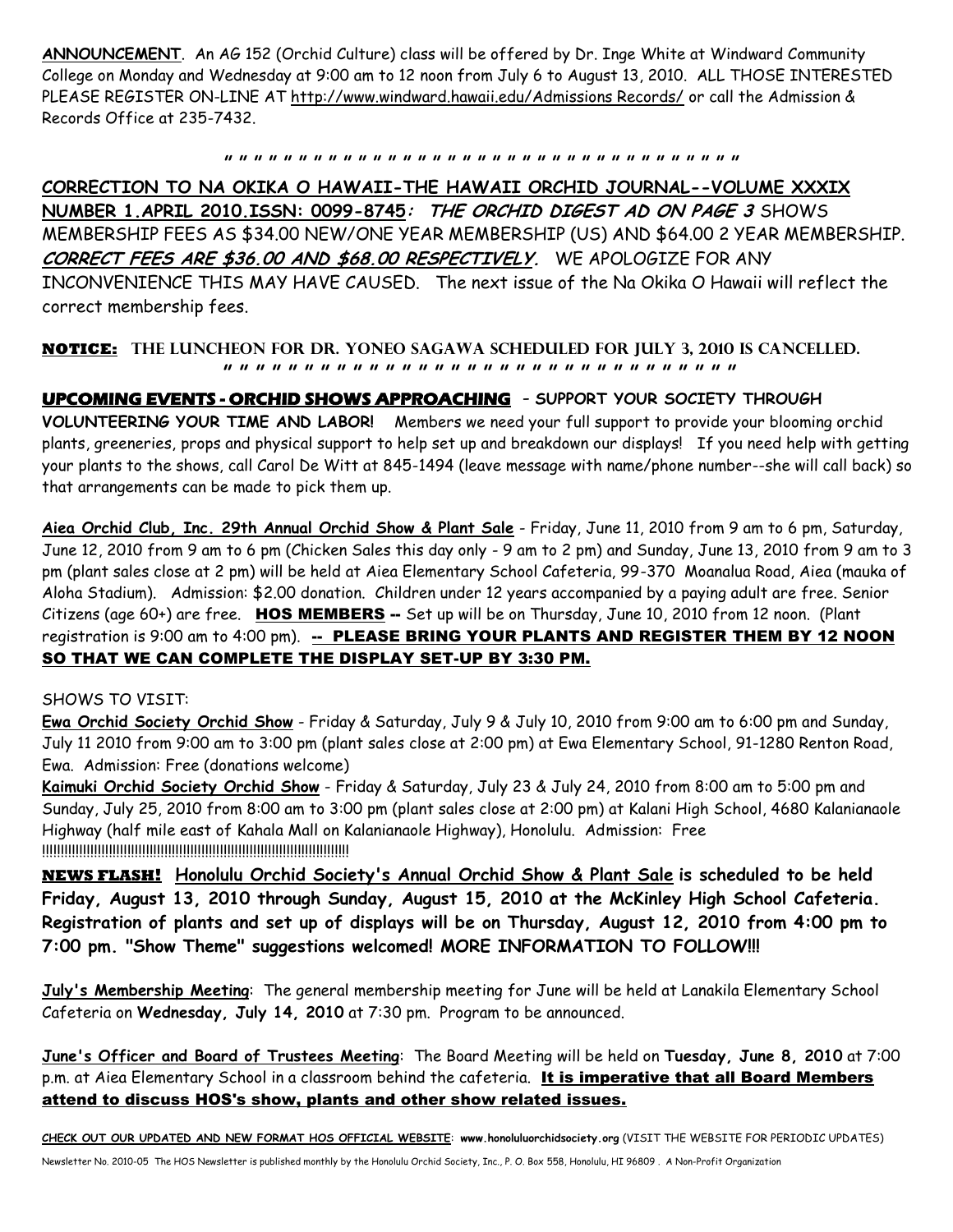**ANNOUNCEMENT**. An AG 152 (Orchid Culture) class will be offered by Dr. Inge White at Windward Community College on Monday and Wednesday at 9:00 am to 12 noon from July 6 to August 13, 2010. ALL THOSE INTERESTED PLEASE REGISTER ON-LINE AT http://www.windward.hawaii.edu/Admissions Records/ or call the Admission & Records Office at 235-7432.

" " " " " " " " " " " " " " " " " " " " " " " " " " " " " " " " " " " " " " " "

**CORRECTION TO NA OKIKA O HAWAII-THE HAWAII ORCHID JOURNAL--VOLUME XXXIX NUMBER 1.APRIL 2010.ISSN: 0099-8745*: THE ORCHID DIGEST AD ON PAGE 3*** SHOWS MEMBERSHIP FEES AS $34.00 NEW/ONE YEAR MEMBERSHIP (US) AND $64.00 2 YEAR MEMBERSHIP. ***CORRECT FEES ARE $36.00 AND $68.00 RESPECTIVELY.*** WE APOLOGIZE FOR ANY INCONVENIENCE THIS MAY HAVE CAUSED. The next issue of the Na Okika O Hawaii will reflect the correct membership fees.

**NOTICE: THE LUNCHEON FOR DR. YONEO SAGAWA SCHEDULED FOR JULY 3, 2010 IS CANCELLED.**

" " " " " " " " " " " " " " " " " " " " " " " " " " " " " " " " " " " " " " " "

**UPCOMING EVENTS - ORCHID SHOWS APPROACHING** - **SUPPORT YOUR SOCIETY THROUGH VOLUNTEERING YOUR TIME AND LABOR!** Members we need your full support to provide your blooming orchid plants, greeneries, props and physical support to help set up and breakdown our displays! If you need help with getting your plants to the shows, call Carol De Witt at 845-1494 (leave message with name/phone number--she will call back) so that arrangements can be made to pick them up.

**Aiea Orchid Club, Inc. 29th Annual Orchid Show & Plant Sale** - Friday, June 11, 2010 from 9 am to 6 pm, Saturday, June 12, 2010 from 9 am to 6 pm (Chicken Sales this day only - 9 am to 2 pm) and Sunday, June 13, 2010 from 9 am to 3 pm (plant sales close at 2 pm) will be held at Aiea Elementary School Cafeteria, 99-370 Moanalua Road, Aiea (mauka of Aloha Stadium). Admission: $2.00 donation. Children under 12 years accompanied by a paying adult are free. Senior Citizens (age 60+) are free. **HOS MEMBERS --** Set up will be on Thursday, June 10, 2010 from 12 noon. (Plant registration is 9:00 am to 4:00 pm). **-- PLEASE BRING YOUR PLANTS AND REGISTER THEM BY 12 NOON SO THAT WE CAN COMPLETE THE DISPLAY SET-UP BY 3:30 PM.**

SHOWS TO VISIT:

**Ewa Orchid Society Orchid Show** - Friday & Saturday, July 9 & July 10, 2010 from 9:00 am to 6:00 pm and Sunday, July 11 2010 from 9:00 am to 3:00 pm (plant sales close at 2:00 pm) at Ewa Elementary School, 91-1280 Renton Road, Ewa. Admission: Free (donations welcome)

**Kaimuki Orchid Society Orchid Show** - Friday & Saturday, July 23 & July 24, 2010 from 8:00 am to 5:00 pm and Sunday, July 25, 2010 from 8:00 am to 3:00 pm (plant sales close at 2:00 pm) at Kalani High School, 4680 Kalanianaole Highway (half mile east of Kahala Mall on Kalanianaole Highway), Honolulu. Admission: Free

!!!!!!!!!!!!!!!!!!!!!!!!!!!!!!!!!!!!!!!!!!!!!!!!!!!!!!!!!!!!!!!!!!!!!!!!!!!!!!!!!!!!

**NEWS FLASH! Honolulu Orchid Society's Annual Orchid Show & Plant Sale is scheduled to be held Friday, August 13, 2010 through Sunday, August 15, 2010 at the McKinley High School Cafeteria. Registration of plants and set up of displays will be on Thursday, August 12, 2010 from 4:00 pm to 7:00 pm. "Show Theme" suggestions welcomed! MORE INFORMATION TO FOLLOW!!!**

**July's Membership Meeting**: The general membership meeting for June will be held at Lanakila Elementary School Cafeteria on **Wednesday, July 14, 2010** at 7:30 pm. Program to be announced.

**June's Officer and Board of Trustees Meeting**: The Board Meeting will be held on **Tuesday, June 8, 2010** at 7:00 p.m. at Aiea Elementary School in a classroom behind the cafeteria. **It is imperative that all Board Members attend to discuss HOS's show, plants and other show related issues.**

**CHECK OUT OUR UPDATED AND NEW FORMAT HOS OFFICIAL WEBSITE**: **www.honoluluorchidsociety.org** (VISIT THE WEBSITE FOR PERIODIC UPDATES)

Newsletter No. 2010-05 The HOS Newsletter is published monthly by the Honolulu Orchid Society, Inc., P. O. Box 558, Honolulu, HI 96809 . A Non-Profit Organization